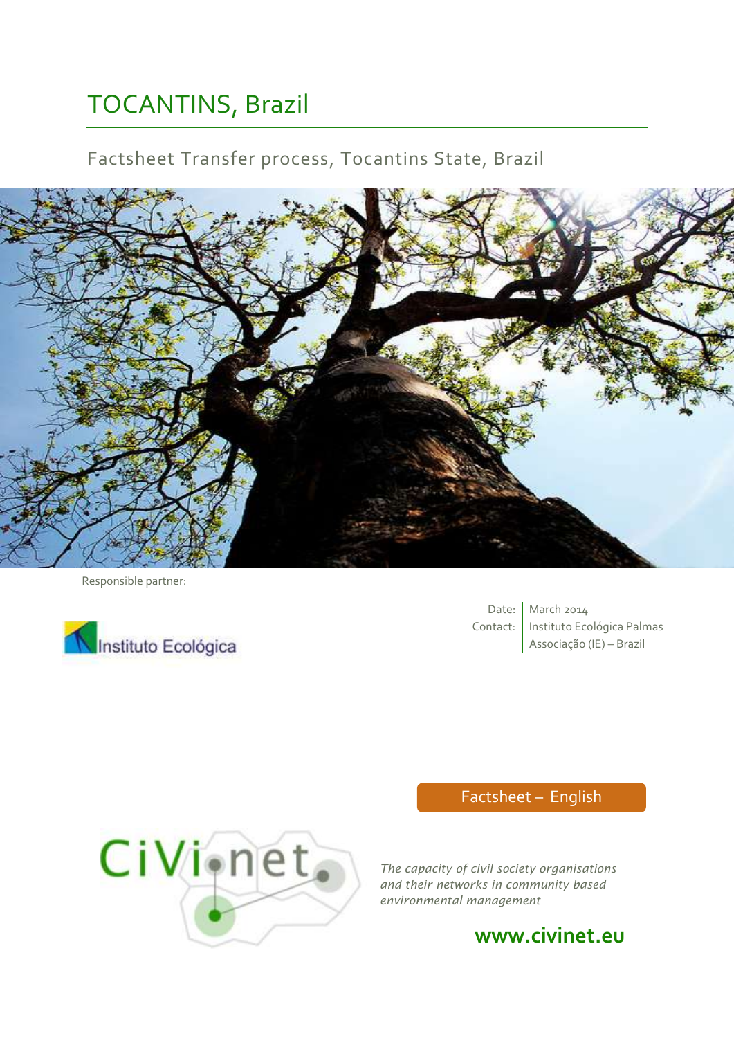# TOCANTINS, Brazil

## Factsheet Transfer process, Tocantins State, Brazil

Responsible partner:

Instituto Ecológica

Date: March 2014

Contact: Instituto Ecológica Palmas Associação (IE) – Brazil

Factsheet – English

CiVi.net

*The capacity of civil society organisations and their networks in community based environmental management*

**www.civinet.eu**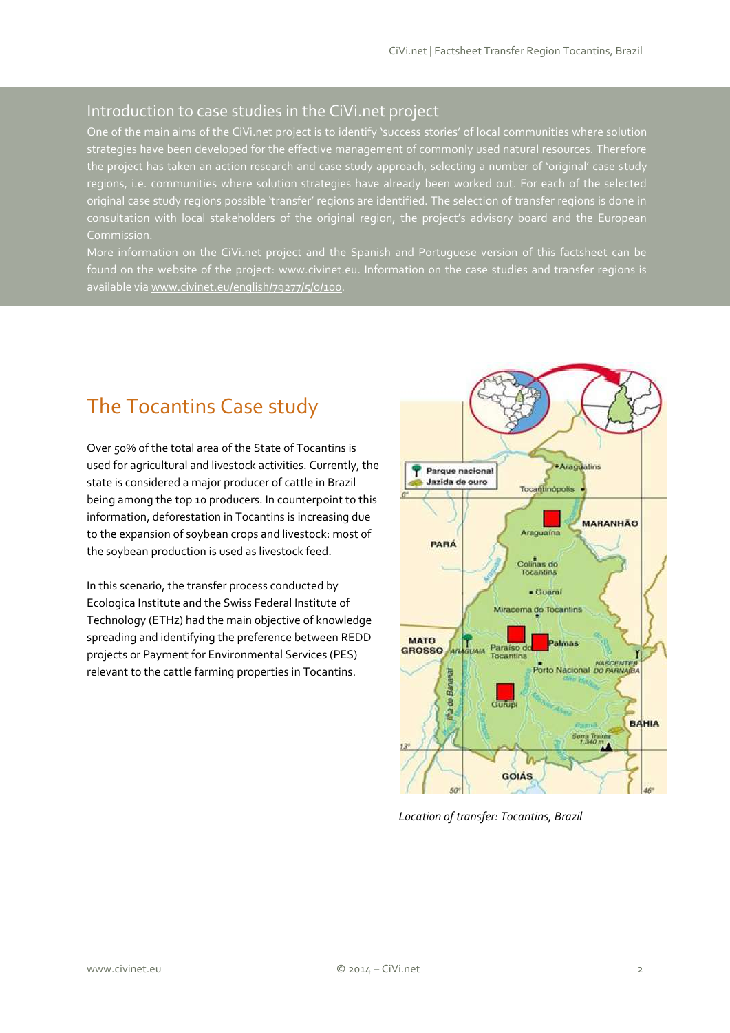## Introduction to case studies in the CiVi.net project

One of the main aims of the CiVi.net project is to identify 'success stories' of local communities where solution strategies have been developed for the effective management of commonly used natural resources. Therefore the project has taken an action research and case study approach, selecting a number of 'original' case study regions, i.e. communities where solution strategies have already been worked out. For each of the selected original case study regions possible 'transfer' regions are identified. The selection of transfer regions is done in consultation with local stakeholders of the original region, the project's advisory board and the European Commission.

More information on the CiVi.net project and the Spanish and Portuguese version of this factsheet can be found on the website of the project: www.civinet.eu. Information on the case studies and transfer regions is available via www.civinet.eu/english/79277/5/0/100.

## The Tocantins Case study

Over 50% of the total area of the State of Tocantins is used for agricultural and livestock activities. Currently, the state is considered a major producer of cattle in Brazil being among the top 10 producers. In counterpoint to this information, deforestation in Tocantins is increasing due to the expansion of soybean crops and livestock: most of the soybean production is used as livestock feed.

In this scenario, the transfer process conducted by Ecologica Institute and the Swiss Federal Institute of Technology (ETHz) had the main objective of knowledge spreading and identifying the preference between REDD projects or Payment for Environmental Services (PES) relevant to the cattle farming properties in Tocantins.

*Location of transfer: Tocantins, Brazil*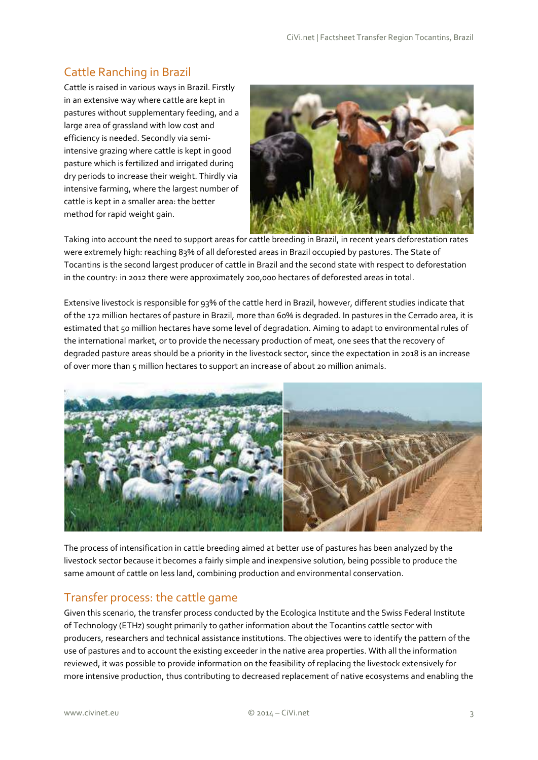## Cattle Ranching in Brazil

Cattle is raised in various ways in Brazil. Firstly in an extensive way where cattle are kept in pastures without supplementary feeding, and a large area of grassland with low cost and efficiency is needed. Secondly via semi-intensive grazing where cattle is kept in good pasture which is fertilized and irrigated during dry periods to increase their weight. Thirdly via intensive farming, where the largest number of cattle is kept in a smaller area: the better method for rapid weight gain.

Taking into account the need to support areas for cattle breeding in Brazil, in recent years deforestation rates were extremely high: reaching 83% of all deforested areas in Brazil occupied by pastures. The State of Tocantins is the second largest producer of cattle in Brazil and the second state with respect to deforestation in the country: in 2012 there were approximately 200,000 hectares of deforested areas in total.

Extensive livestock is responsible for 93% of the cattle herd in Brazil, however, different studies indicate that of the 172 million hectares of pasture in Brazil, more than 60% is degraded. In pastures in the Cerrado area, it is estimated that 50 million hectares have some level of degradation. Aiming to adapt to environmental rules of the international market, or to provide the necessary production of meat, one sees that the recovery of degraded pasture areas should be a priority in the livestock sector, since the expectation in 2018 is an increase of over more than 5 million hectares to support an increase of about 20 million animals.

The process of intensification in cattle breeding aimed at better use of pastures has been analyzed by the livestock sector because it becomes a fairly simple and inexpensive solution, being possible to produce the same amount of cattle on less land, combining production and environmental conservation.

## Transfer process: the cattle game

Given this scenario, the transfer process conducted by the Ecologica Institute and the Swiss Federal Institute of Technology (ETHz) sought primarily to gather information about the Tocantins cattle sector with producers, researchers and technical assistance institutions. The objectives were to identify the pattern of the use of pastures and to account the existing exceeder in the native area properties. With all the information reviewed, it was possible to provide information on the feasibility of replacing the livestock extensively for more intensive production, thus contributing to decreased replacement of native ecosystems and enabling the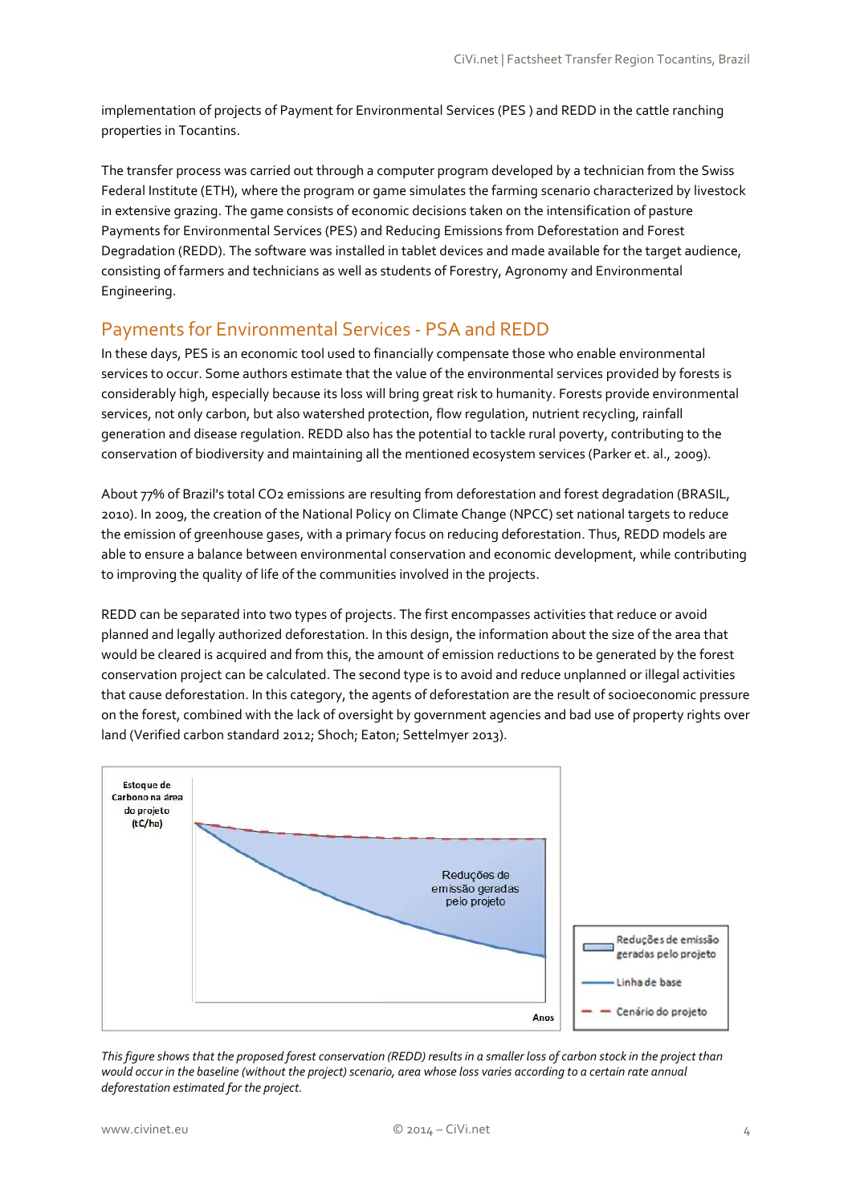implementation of projects of Payment for Environmental Services (PES ) and REDD in the cattle ranching properties in Tocantins.

The transfer process was carried out through a computer program developed by a technician from the Swiss Federal Institute (ETH), where the program or game simulates the farming scenario characterized by livestock in extensive grazing. The game consists of economic decisions taken on the intensification of pasture Payments for Environmental Services (PES) and Reducing Emissions from Deforestation and Forest Degradation (REDD). The software was installed in tablet devices and made available for the target audience, consisting of farmers and technicians as well as students of Forestry, Agronomy and Environmental Engineering.

## Payments for Environmental Services - PSA and REDD

In these days, PES is an economic tool used to financially compensate those who enable environmental services to occur. Some authors estimate that the value of the environmental services provided by forests is considerably high, especially because its loss will bring great risk to humanity. Forests provide environmental services, not only carbon, but also watershed protection, flow regulation, nutrient recycling, rainfall generation and disease regulation. REDD also has the potential to tackle rural poverty, contributing to the conservation of biodiversity and maintaining all the mentioned ecosystem services (Parker et. al., 2009).

About 77% of Brazil's total $CO_2$ emissions are resulting from deforestation and forest degradation (BRASIL, 2010). In 2009, the creation of the National Policy on Climate Change (NPCC) set national targets to reduce the emission of greenhouse gases, with a primary focus on reducing deforestation. Thus, REDD models are able to ensure a balance between environmental conservation and economic development, while contributing to improving the quality of life of the communities involved in the projects.

REDD can be separated into two types of projects. The first encompasses activities that reduce or avoid planned and legally authorized deforestation. In this design, the information about the size of the area that would be cleared is acquired and from this, the amount of emission reductions to be generated by the forest conservation project can be calculated. The second type is to avoid and reduce unplanned or illegal activities that cause deforestation. In this category, the agents of deforestation are the result of socioeconomic pressure on the forest, combined with the lack of oversight by government agencies and bad use of property rights over land (Verified carbon standard 2012; Shoch; Eaton; Settelmyer 2013).

*This figure shows that the proposed forest conservation (REDD) results in a smaller loss of carbon stock in the project than would occur in the baseline (without the project) scenario, area whose loss varies according to a certain rate annual deforestation estimated for the project.*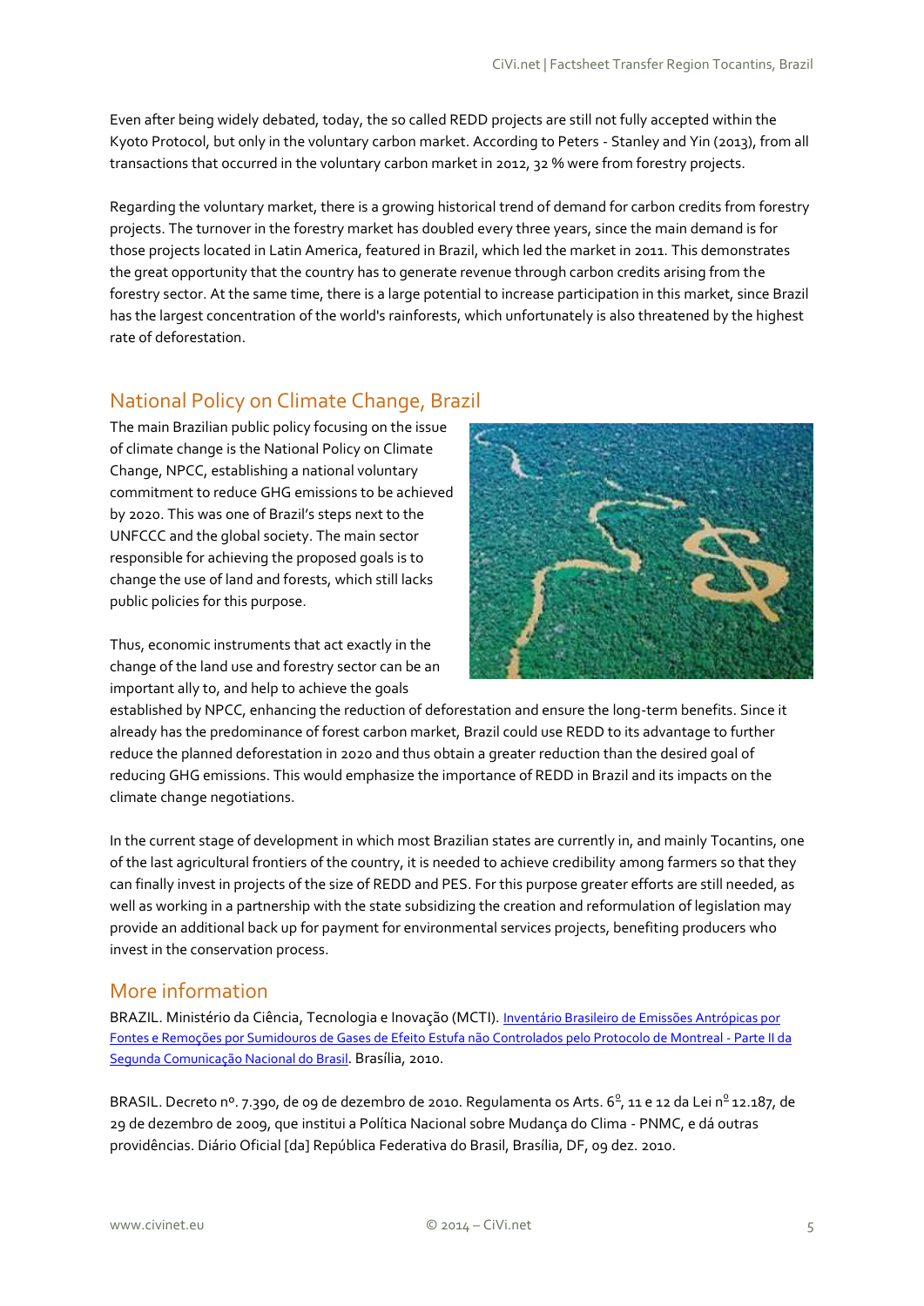Even after being widely debated, today, the so called REDD projects are still not fully accepted within the Kyoto Protocol, but only in the voluntary carbon market. According to Peters - Stanley and Yin (2013), from all transactions that occurred in the voluntary carbon market in 2012, 32 % were from forestry projects.

Regarding the voluntary market, there is a growing historical trend of demand for carbon credits from forestry projects. The turnover in the forestry market has doubled every three years, since the main demand is for those projects located in Latin America, featured in Brazil, which led the market in 2011. This demonstrates the great opportunity that the country has to generate revenue through carbon credits arising from the forestry sector. At the same time, there is a large potential to increase participation in this market, since Brazil has the largest concentration of the world's rainforests, which unfortunately is also threatened by the highest rate of deforestation.

## National Policy on Climate Change, Brazil

The main Brazilian public policy focusing on the issue of climate change is the National Policy on Climate Change, NPCC, establishing a national voluntary commitment to reduce GHG emissions to be achieved by 2020. This was one of Brazil's steps next to the UNFCCC and the global society. The main sector responsible for achieving the proposed goals is to change the use of land and forests, which still lacks public policies for this purpose.

Thus, economic instruments that act exactly in the change of the land use and forestry sector can be an important ally to, and help to achieve the goals established by NPCC, enhancing the reduction of deforestation and ensure the long-term benefits. Since it already has the predominance of forest carbon market, Brazil could use REDD to its advantage to further reduce the planned deforestation in 2020 and thus obtain a greater reduction than the desired goal of reducing GHG emissions. This would emphasize the importance of REDD in Brazil and its impacts on the climate change negotiations.

In the current stage of development in which most Brazilian states are currently in, and mainly Tocantins, one of the last agricultural frontiers of the country, it is needed to achieve credibility among farmers so that they can finally invest in projects of the size of REDD and PES. For this purpose greater efforts are still needed, as well as working in a partnership with the state subsidizing the creation and reformulation of legislation may provide an additional back up for payment for environmental services projects, benefiting producers who invest in the conservation process.

## More information

BRAZIL. Ministério da Ciência, Tecnologia e Inovação (MCTI). Inventário Brasileiro de Emissões Antrópicas por Fontes e Remoções por Sumidouros de Gases de Efeito Estufa não Controlados pelo Protocolo de Montreal - Parte II da Segunda Comunicação Nacional do Brasil. Brasília, 2010.

BRASIL. Decreto nº. 7.390, de 09 de dezembro de 2010. Regulamenta os Arts. 6º, 11 e 12 da Lei nº 12.187, de 29 de dezembro de 2009, que institui a Política Nacional sobre Mudança do Clima - PNMC, e dá outras providências. Diário Oficial [da] República Federativa do Brasil, Brasília, DF, 09 dez. 2010.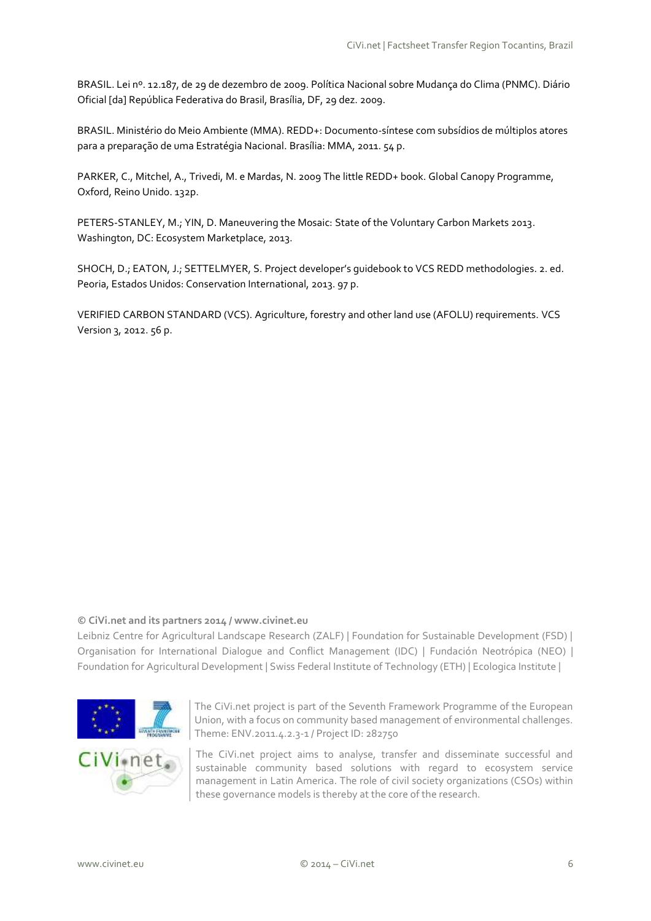BRASIL. Lei nº. 12.187, de 29 de dezembro de 2009. Política Nacional sobre Mudança do Clima (PNMC). Diário Oficial [da] República Federativa do Brasil, Brasília, DF, 29 dez. 2009.

BRASIL. Ministério do Meio Ambiente (MMA). REDD+: Documento-síntese com subsídios de múltiplos atores para a preparação de uma Estratégia Nacional. Brasília: MMA, 2011. 54 p.

PARKER, C., Mitchel, A., Trivedi, M. e Mardas, N. 2009 The little REDD+ book. Global Canopy Programme, Oxford, Reino Unido. 132p.

PETERS-STANLEY, M.; YIN, D. Maneuvering the Mosaic: State of the Voluntary Carbon Markets 2013. Washington, DC: Ecosystem Marketplace, 2013.

SHOCH, D.; EATON, J.; SETTELMYER, S. Project developer's guidebook to VCS REDD methodologies. 2. ed. Peoria, Estados Unidos: Conservation International, 2013. 97 p.

VERIFIED CARBON STANDARD (VCS). Agriculture, forestry and other land use (AFOLU) requirements. VCS Version 3, 2012. 56 p.

**© CiVi.net and its partners 2014 / www.civinet.eu**

Leibniz Centre for Agricultural Landscape Research (ZALF) | Foundation for Sustainable Development (FSD) | Organisation for International Dialogue and Conflict Management (IDC) | Fundación Neotrópica (NEO) | Foundation for Agricultural Development | Swiss Federal Institute of Technology (ETH) | Ecologica Institute |

The CiVi.net project is part of the Seventh Framework Programme of the European Union, with a focus on community based management of environmental challenges. Theme: ENV.2011.4.2.3-1 / Project ID: 282750

The CiVi.net project aims to analyse, transfer and disseminate successful and sustainable community based solutions with regard to ecosystem service management in Latin America. The role of civil society organizations (CSOs) within these governance models is thereby at the core of the research.